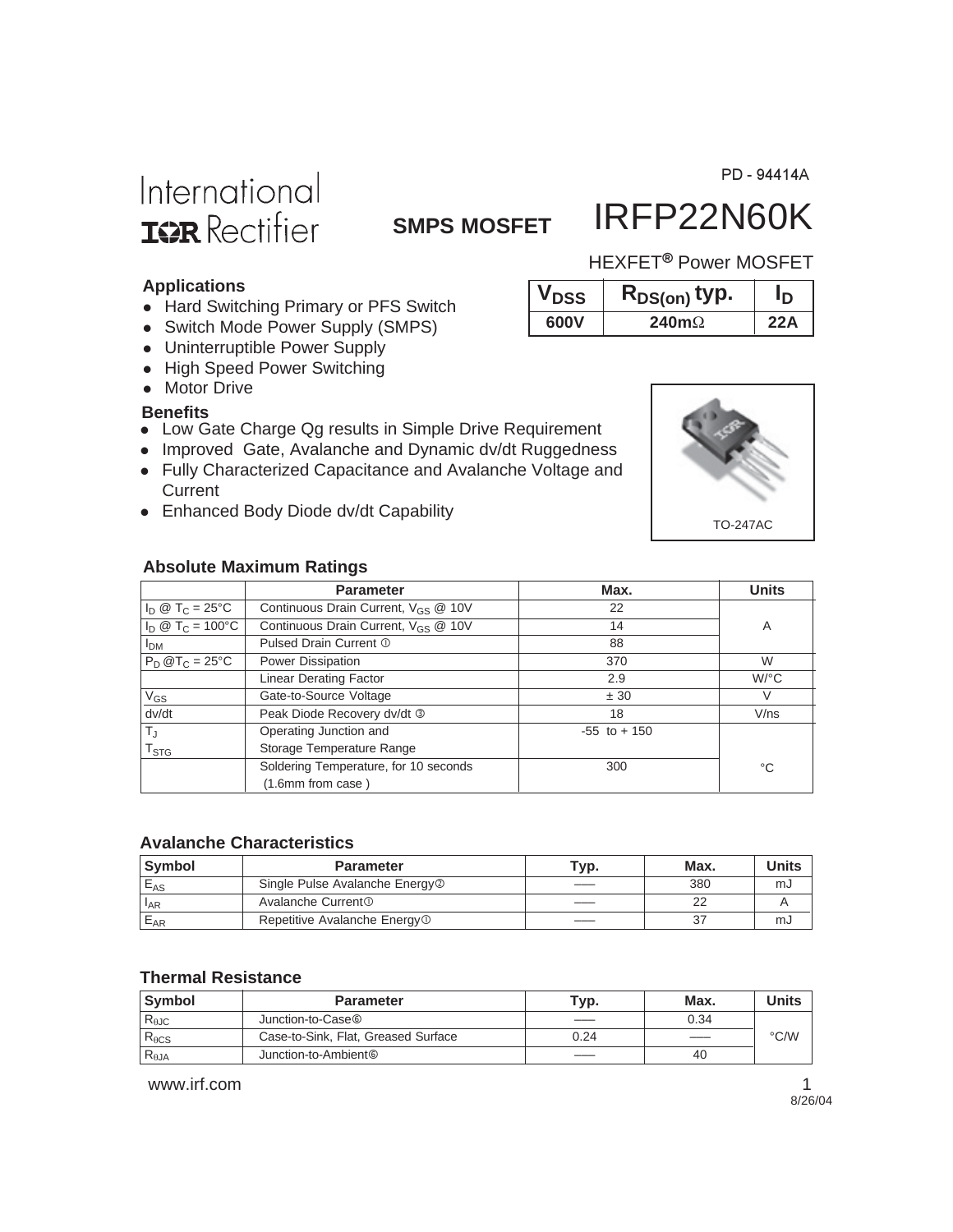PD - 94414A

International IOR Rectifier

**SMPS MOSFET**

# IRFP22N60K

HEXFET® Power MOSFET

| $V_{DSS}$ | $R_{DS(on)}$ typ. | $I_D$ |
|---|---|---|
| 600V | 240mΩ | 22A |

### Applications

- Hard Switching Primary or PFS Switch
- Switch Mode Power Supply (SMPS)
- Uninterruptible Power Supply
- High Speed Power Switching
- Motor Drive

### Benefits

- Low Gate Charge Qg results in Simple Drive Requirement
- Improved Gate, Avalanche and Dynamic dv/dt Ruggedness
- Fully Characterized Capacitance and Avalanche Voltage and Current
- Enhanced Body Diode dv/dt Capability

TO-247AC

### Absolute Maximum Ratings

| | Parameter | Max. | Units |
|---|---|---|---|
| $I_D$ @ $T_C$ = 25°C | Continuous Drain Current, $V_{GS}$ @ 10V | 22 | A |
| $I_D$ @ $T_C$ = 100°C | Continuous Drain Current, $V_{GS}$ @ 10V | 14 | |
| $I_{DM}$ | Pulsed Drain Current ① | 88 | |
| $P_D$ @$T_C$ = 25°C | Power Dissipation | 370 | W |
| | Linear Derating Factor | 2.9 | W/°C |
| $V_{GS}$ | Gate-to-Source Voltage | ± 30 | V |
| dv/dt | Peak Diode Recovery dv/dt ③ | 18 | V/ns |
| $T_J$<br>$T_{STG}$ | Operating Junction and<br>Storage Temperature Range | -55 to + 150 | °C |
| | Soldering Temperature, for 10 seconds<br>(1.6mm from case ) | 300 | |

### Avalanche Characteristics

| Symbol | Parameter | Typ. | Max. | Units |
|---|---|---|---|---|
| $E_{AS}$ | Single Pulse Avalanche Energy② | —— | 380 | mJ |
| $I_{AR}$ | Avalanche Current① | —— | 22 | A |
| $E_{AR}$ | Repetitive Avalanche Energy① | —— | 37 | mJ |

### Thermal Resistance

| Symbol | Parameter | Typ. | Max. | Units |
|---|---|---|---|---|
| $R_{θJC}$ | Junction-to-Case⑥ | —— | 0.34 | °C/W |
| $R_{θCS}$ | Case-to-Sink, Flat, Greased Surface | 0.24 | —— | |
| $R_{θJA}$ | Junction-to-Ambient⑥ | —— | 40 | |

www.irf.com

8/26/04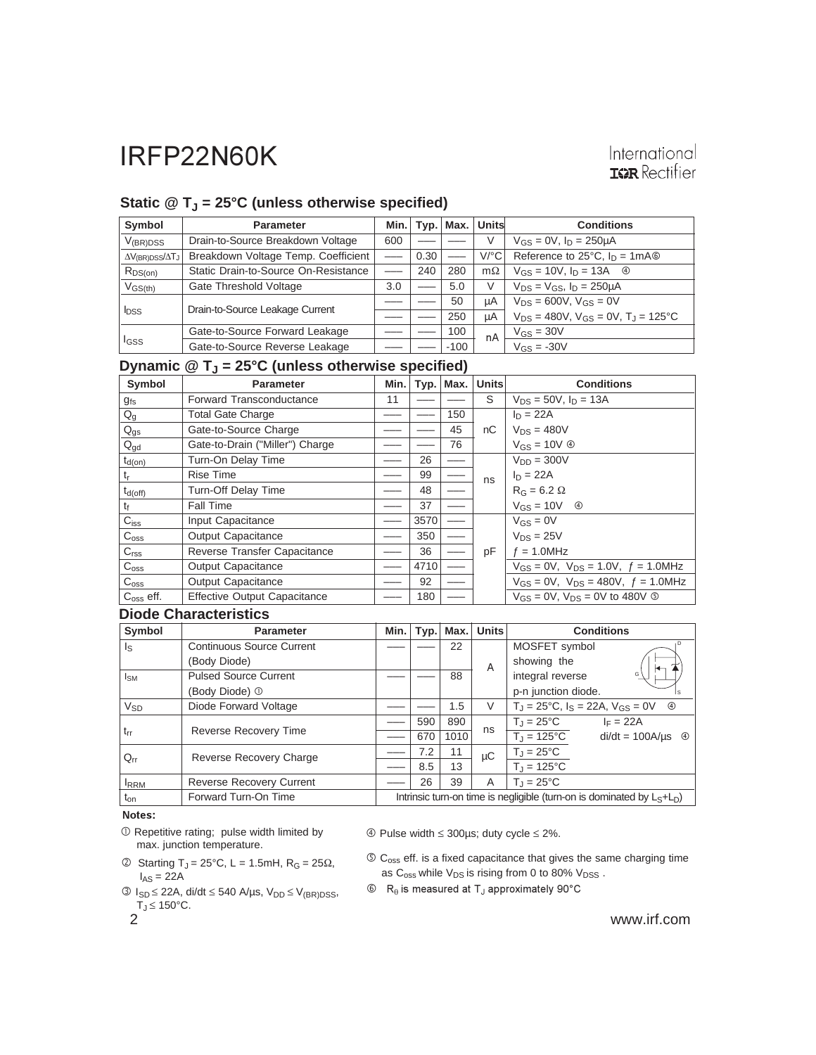## Static @ $T_J$ = 25°C (unless otherwise specified)

| Symbol | Parameter | Min. | Typ. | Max. | Units | Conditions |
|---|---|---|---|---|---|---|
| $V_{(BR)DSS}$ | Drain-to-Source Breakdown Voltage | 600 | —— | —— | V | $V_{GS}$ = 0V, $I_D$ = 250μA |
| $\Delta V_{(BR)DSS}/\Delta T_J$ | Breakdown Voltage Temp. Coefficient | —— | 0.30 | —— | V/°C | Reference to 25°C, $I_D$ = 1mA ⑥ |
| $R_{DS(on)}$ | Static Drain-to-Source On-Resistance | —— | 240 | 280 | mΩ | $V_{GS}$ = 10V, $I_D$ = 13A ④ |
| $V_{GS(th)}$ | Gate Threshold Voltage | 3.0 | —— | 5.0 | V | $V_{DS}$ = $V_{GS}$, $I_D$ = 250μA |
| $I_{DSS}$ | Drain-to-Source Leakage Current | —— | —— | 50 | μA | $V_{DS}$ = 600V, $V_{GS}$ = 0V |
| | | —— | —— | 250 | μA | $V_{DS}$ = 480V, $V_{GS}$ = 0V, $T_J$ = 125°C |
| $I_{GSS}$ | Gate-to-Source Forward Leakage | —— | —— | 100 | nA | $V_{GS}$ = 30V |
| | Gate-to-Source Reverse Leakage | —— | —— | -100 | | $V_{GS}$ = -30V |

## Dynamic @ $T_J$ = 25°C (unless otherwise specified)

| Symbol | Parameter | Min. | Typ. | Max. | Units | Conditions |
|---|---|---|---|---|---|---|
| $g_{fs}$ | Forward Transconductance | 11 | —— | —— | S | $V_{DS}$ = 50V, $I_D$ = 13A |
| $Q_g$ | Total Gate Charge | —— | —— | 150 | | $I_D$ = 22A |
| $Q_{gs}$ | Gate-to-Source Charge | —— | —— | 45 | nC | $V_{DS}$ = 480V |
| $Q_{gd}$ | Gate-to-Drain ("Miller") Charge | —— | —— | 76 | | $V_{GS}$ = 10V ④ |
| $t_{d(on)}$ | Turn-On Delay Time | —— | 26 | —— | | $V_{DD}$ = 300V |
| $t_r$ | Rise Time | —— | 99 | —— | ns | $I_D$ = 22A |
| $t_{d(off)}$ | Turn-Off Delay Time | —— | 48 | —— | | $R_G$ = 6.2 Ω |
| $t_f$ | Fall Time | —— | 37 | —— | | $V_{GS}$ = 10V ④ |
| $C_{iss}$ | Input Capacitance | —— | 3570 | —— | | $V_{GS}$ = 0V |
| $C_{oss}$ | Output Capacitance | —— | 350 | —— | | $V_{DS}$ = 25V |
| $C_{rss}$ | Reverse Transfer Capacitance | —— | 36 | —— | pF | $f$ = 1.0MHz |
| $C_{oss}$ | Output Capacitance | —— | 4710 | —— | | $V_{GS}$ = 0V, $V_{DS}$ = 1.0V, $f$ = 1.0MHz |
| $C_{oss}$ | Output Capacitance | —— | 92 | —— | | $V_{GS}$ = 0V, $V_{DS}$ = 480V, $f$ = 1.0MHz |
| $C_{oss}$ eff. | Effective Output Capacitance | —— | 180 | —— | | $V_{GS}$ = 0V, $V_{DS}$ = 0V to 480V ⑤ |

## Diode Characteristics

| Symbol | Parameter | Min. | Typ. | Max. | Units | Conditions |
|---|---|---|---|---|---|---|
| $I_S$ | Continuous Source Current (Body Diode) | —— | —— | 22 | A | MOSFET symbol showing the integral reverse p-n junction diode. |
| $I_{SM}$ | Pulsed Source Current (Body Diode) ① | —— | —— | 88 | | |
| $V_{SD}$ | Diode Forward Voltage | —— | —— | 1.5 | V | $T_J$ = 25°C, $I_S$ = 22A, $V_{GS}$ = 0V ④ |
| $t_{rr}$ | Reverse Recovery Time | —— | 590 | 890 | ns | $T_J$ = 25°C, $I_F$ = 22A |
| | | —— | 670 | 1010 | | $T_J$ = 125°C, di/dt = 100A/μs ④ |
| $Q_{rr}$ | Reverse Recovery Charge | —— | 7.2 | 11 | μC | $T_J$ = 25°C |
| | | —— | 8.5 | 13 | | $T_J$ = 125°C |
| $I_{RRM}$ | Reverse Recovery Current | —— | 26 | 39 | A | $T_J$ = 25°C |
| $t_{on}$ | Forward Turn-On Time | Intrinsic turn-on time is negligible (turn-on is dominated by $L_S$+$L_D$) | | | | |

**Notes:**

① Repetitive rating; pulse width limited by max. junction temperature.

② Starting $T_J$ = 25°C, L = 1.5mH, $R_G$ = 25Ω, $I_{AS}$ = 22A

③ $I_{SD}$ ≤ 22A, di/dt ≤ 540 A/μs, $V_{DD}$ ≤ $V_{(BR)DSS}$, $T_J$ ≤ 150°C.

④ Pulse width ≤ 300μs; duty cycle ≤ 2%.

⑤ $C_{oss}$ eff. is a fixed capacitance that gives the same charging time as $C_{oss}$ while $V_{DS}$ is rising from 0 to 80% $V_{DSS}$ .

⑥ $R_\theta$ is measured at $T_J$ approximately 90°C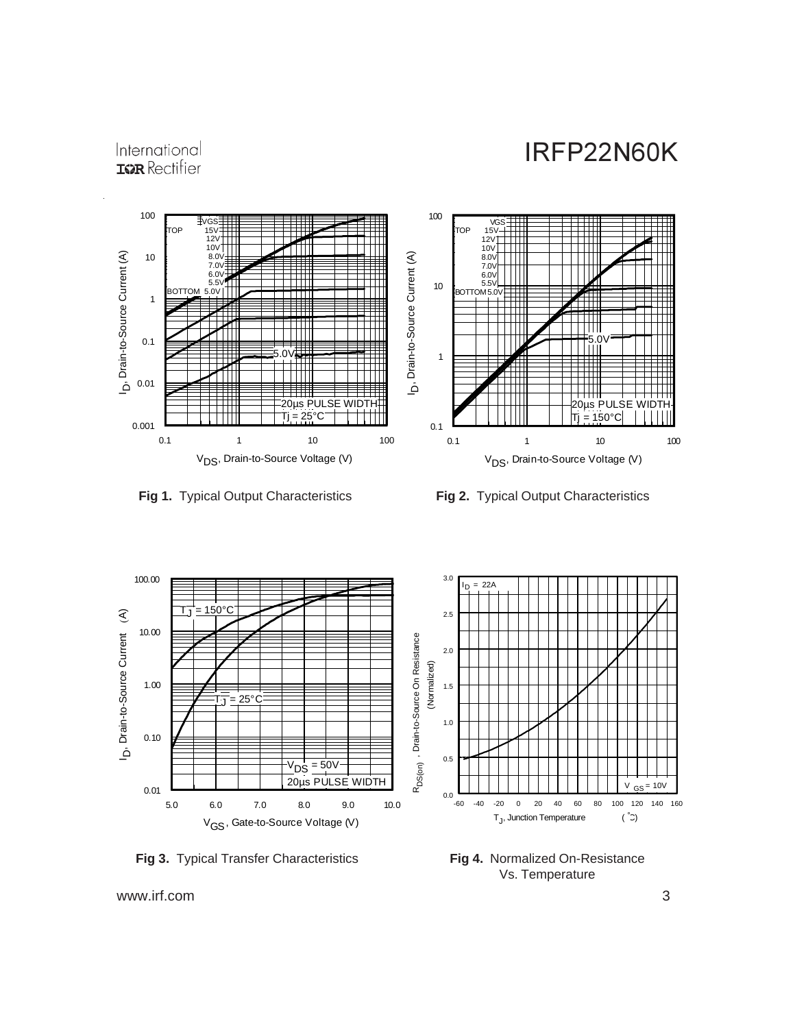**Fig 1.** Typical Output Characteristics

**Fig 2.** Typical Output Characteristics

**Fig 3.** Typical Transfer Characteristics

**Fig 4.** Normalized On-Resistance Vs. Temperature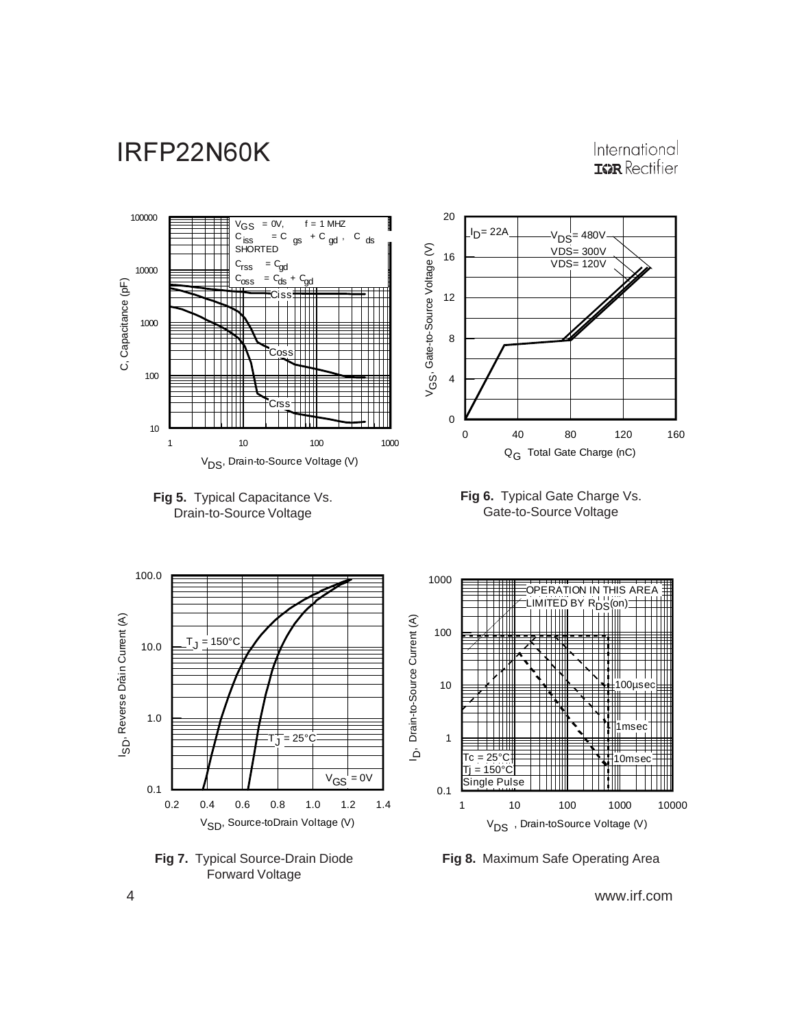**Fig 5.** Typical Capacitance Vs. Drain-to-Source Voltage

**Fig 6.** Typical Gate Charge Vs. Gate-to-Source Voltage

**Fig 7.** Typical Source-Drain Diode Forward Voltage

**Fig 8.** Maximum Safe Operating Area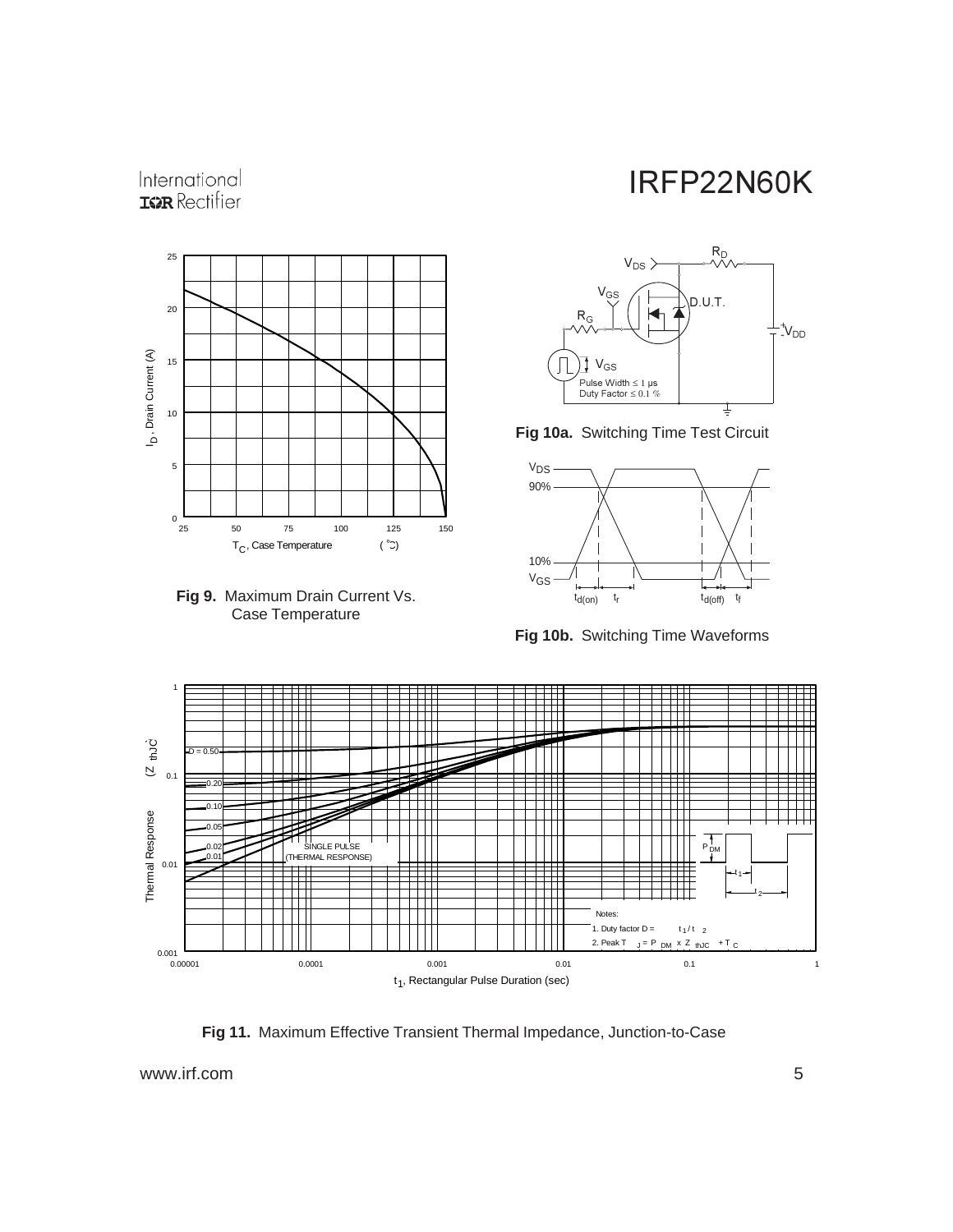**Fig 9.** Maximum Drain Current Vs. Case Temperature

**Fig 10a.** Switching Time Test Circuit

**Fig 10b.** Switching Time Waveforms

**Fig 11.** Maximum Effective Transient Thermal Impedance, Junction-to-Case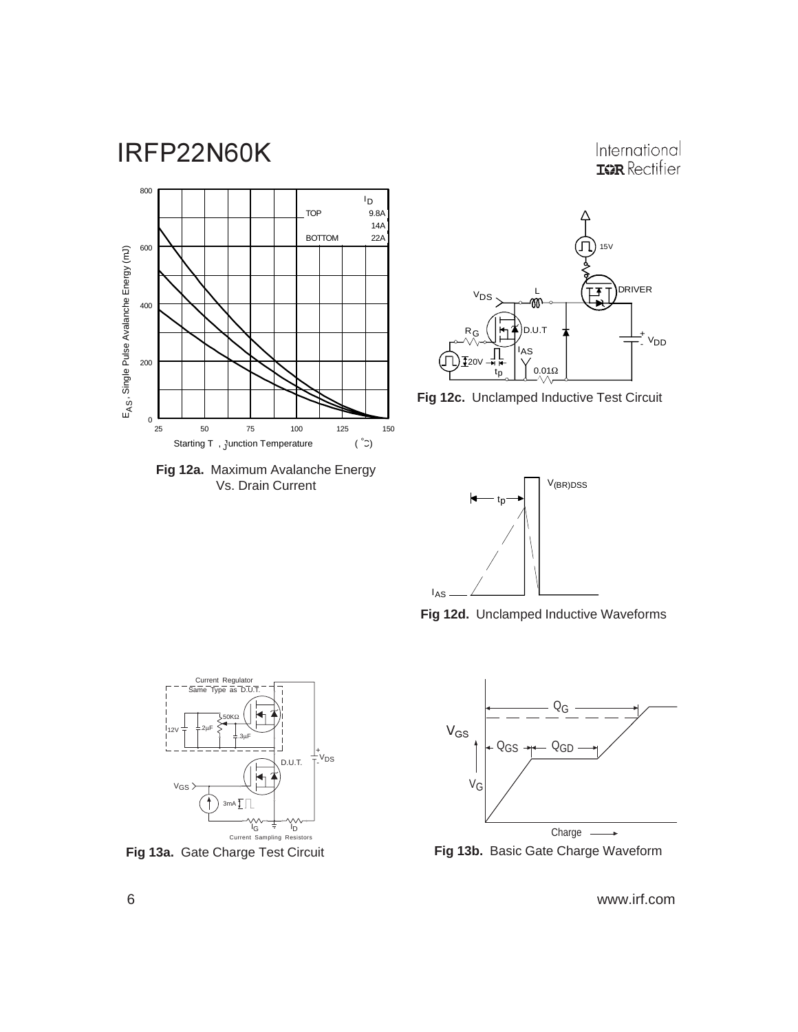**Fig 12a.** Maximum Avalanche Energy Vs. Drain Current

**Fig 12c.** Unclamped Inductive Test Circuit

**Fig 12d.** Unclamped Inductive Waveforms

**Fig 13a.** Gate Charge Test Circuit

**Fig 13b.** Basic Gate Charge Waveform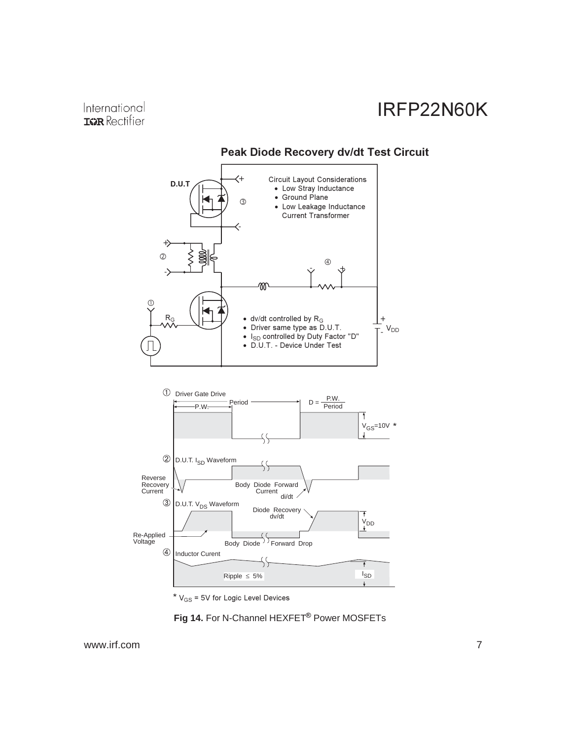## Peak Diode Recovery dv/dt Test Circuit

D.U.T

Circuit Layout Considerations
- Low Stray Inductance
- Ground Plane
- Low Leakage Inductance Current Transformer

- dv/dt controlled by $R_G$
- Driver same type as D.U.T.
- $I_{SD}$ controlled by Duty Factor "D"
- D.U.T. - Device Under Test

$R_G$

$V_{DD}$

① Driver Gate Drive

Period

P.W.

$D = \frac{P.W.}{Period}$

$V_{GS}$=10V *

② D.U.T. $I_{SD}$ Waveform

Reverse Recovery Current

Body Diode Forward Current

di/dt

③ D.U.T. $V_{DS}$ Waveform

Diode Recovery dv/dt

$V_{DD}$

Re-Applied Voltage

Body Diode Forward Drop

④ Inductor Curent

Ripple ≤ 5%

$I_{SD}$

* $V_{GS}$ = 5V for Logic Level Devices

**Fig 14.** For N-Channel HEXFET® Power MOSFETs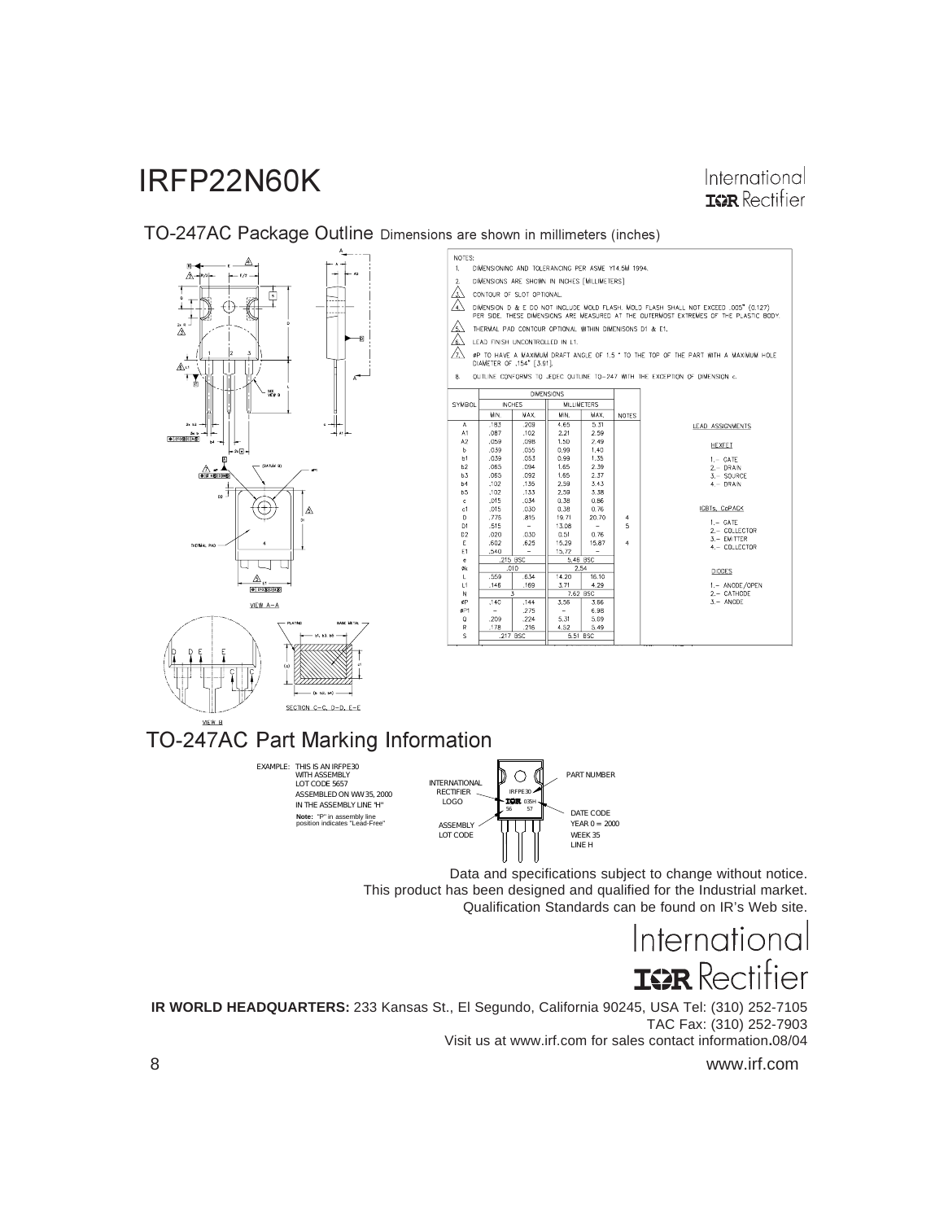## TO-247AC Package Outline Dimensions are shown in millimeters (inches)

NOTES:

1. DIMENSIONING AND TOLERANCING PER ASME Y14.5M 1994.
2. DIMENSIONS ARE SHOWN IN INCHES [MILLIMETERS]
3. CONTOUR OF SLOT OPTIONAL.
4. DIMENSION D & E DO NOT INCLUDE MOLD FLASH. MOLD FLASH SHALL NOT EXCEED .005" (0.127) PER SIDE. THESE DIMENSIONS ARE MEASURED AT THE OUTERMOST EXTREMES OF THE PLASTIC BODY.
5. THERMAL PAD CONTOUR OPTIONAL WITHIN DIMENSIONS D1 & E1.
6. LEAD FINISH UNCONTROLLED IN L1.
7. ØP TO HAVE A MAXIMUM DRAFT ANGLE OF 1.5 ° TO THE TOP OF THE PART WITH A MAXIMUM HOLE DIAMETER OF .154" [3.91].
8. OUTLINE CONFORMS TO JEDEC OUTLINE TO-247 WITH THE EXCEPTION OF DIMENSION c.

| SYMBOL | DIMENSIONS | | | | NOTES |
|---|---|---|---|---|---|
| | INCHES | | MILLIMETERS | | |
| | MIN. | MAX. | MIN. | MAX. | |
| A | .183 | .209 | 4.65 | 5.31 | |
| A1 | .087 | .102 | 2.21 | 2.59 | |
| A2 | .059 | .098 | 1.50 | 2.49 | |
| b | .039 | .055 | 0.99 | 1.40 | |
| b1 | .039 | .053 | 0.99 | 1.35 | |
| b2 | .065 | .094 | 1.65 | 2.39 | |
| b3 | .065 | .092 | 1.65 | 2.37 | |
| b4 | .102 | .135 | 2.59 | 3.43 | |
| b5 | .102 | .133 | 2.59 | 3.38 | |
| c | .015 | .034 | 0.38 | 0.86 | |
| c1 | .015 | .030 | 0.38 | 0.76 | |
| D | .776 | .815 | 19.71 | 20.70 | 4 |
| D1 | .515 | – | 13.08 | – | 5 |
| D2 | .020 | .030 | 0.51 | 0.76 | |
| E | .602 | .625 | 15.29 | 15.87 | 4 |
| E1 | .540 | – | 13.72 | – | |
| e | .215 BSC | | 5.46 BSC | | |
| Øk | .010 | | 2.54 | | |
| L | .559 | .634 | 14.20 | 16.10 | |
| L1 | .146 | .169 | 3.71 | 4.29 | |
| N | 3 | | 7.62 BSC | | |
| ØP | .140 | .144 | 3.56 | 3.66 | |
| ØP1 | – | .275 | – | 6.98 | |
| Q | .209 | .224 | 5.31 | 5.69 | |
| R | .178 | .216 | 4.52 | 5.49 | |
| S | .217 BSC | | 5.51 BSC | | |

LEAD ASSIGNMENTS

HEXFET
1.– GATE
2.– DRAIN
3.– SOURCE
4.– DRAIN

IGBTs, CoPACK
1.– GATE
2.– COLLECTOR
3.– EMITTER
4.– COLLECTOR

DIODES
1.– ANODE/OPEN
2.– CATHODE
3.– ANODE

THERMAL PAD

VIEW A–A

VIEW B

SECTION C–C, D–D, E–E

PLATING

BASE METAL

## TO-247AC Part Marking Information

EXAMPLE: THIS IS AN IRFPE30 WITH ASSEMBLY LOT CODE 5657 ASSEMBLED ON WW 35, 2000 IN THE ASSEMBLY LINE "H"

**Note:** "P" in assembly line position indicates "Lead-Free"

INTERNATIONAL RECTIFIER LOGO

ASSEMBLY LOT CODE

PART NUMBER

IRFPE30

035H

56 57

DATE CODE
YEAR 0 = 2000
WEEK 35
LINE H

Data and specifications subject to change without notice.
This product has been designed and qualified for the Industrial market.
Qualification Standards can be found on IR's Web site.

International IOR Rectifier

**IR WORLD HEADQUARTERS:** 233 Kansas St., El Segundo, California 90245, USA Tel: (310) 252-7105
TAC Fax: (310) 252-7903
Visit us at www.irf.com for sales contact information.08/04